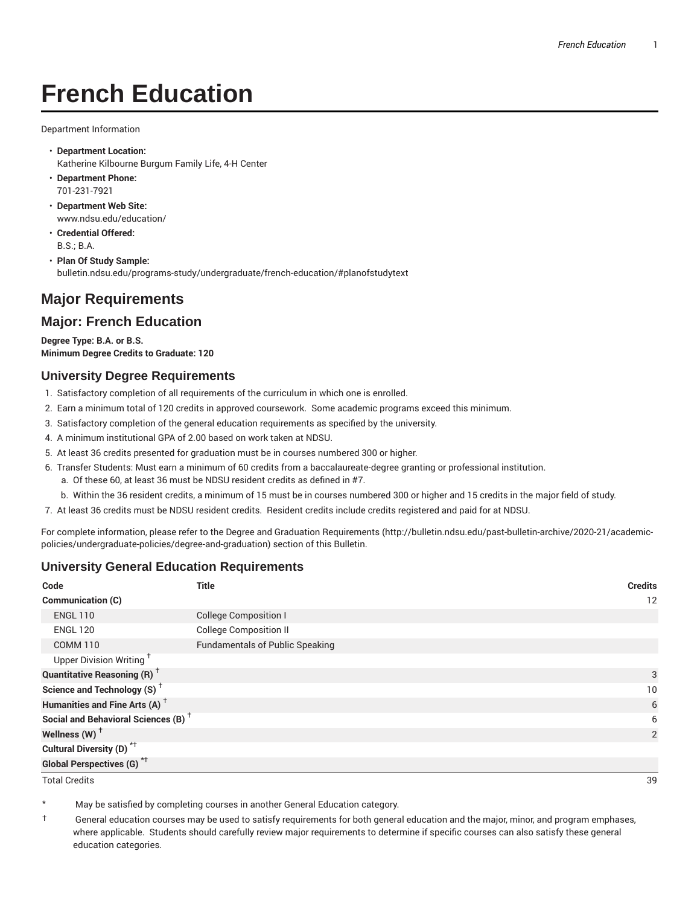# French Education

Department Information

- **Department Location:**
  Katherine Kilbourne Burgum Family Life, 4-H Center
- **Department Phone:**
  701-231-7921
- **Department Web Site:**
  www.ndsu.edu/education/
- **Credential Offered:**
  B.S.; B.A.
- **Plan Of Study Sample:**
  bulletin.ndsu.edu/programs-study/undergraduate/french-education/#planofstudytext

## Major Requirements

## Major: French Education

**Degree Type: B.A. or B.S.**
**Minimum Degree Credits to Graduate: 120**

### University Degree Requirements

1. Satisfactory completion of all requirements of the curriculum in which one is enrolled.
2. Earn a minimum total of 120 credits in approved coursework. Some academic programs exceed this minimum.
3. Satisfactory completion of the general education requirements as specified by the university.
4. A minimum institutional GPA of 2.00 based on work taken at NDSU.
5. At least 36 credits presented for graduation must be in courses numbered 300 or higher.
6. Transfer Students: Must earn a minimum of 60 credits from a baccalaureate-degree granting or professional institution.
   a. Of these 60, at least 36 must be NDSU resident credits as defined in #7.
   b. Within the 36 resident credits, a minimum of 15 must be in courses numbered 300 or higher and 15 credits in the major field of study.
7. At least 36 credits must be NDSU resident credits. Resident credits include credits registered and paid for at NDSU.

For complete information, please refer to the Degree and Graduation Requirements (http://bulletin.ndsu.edu/past-bulletin-archive/2020-21/academic-policies/undergraduate-policies/degree-and-graduation) section of this Bulletin.

### University General Education Requirements

| Code | Title | Credits |
| --- | --- | --- |
| **Communication (C)** | | 12 |
| ENGL 110 | College Composition I | |
| ENGL 120 | College Composition II | |
| COMM 110 | Fundamentals of Public Speaking | |
| Upper Division Writing † | | |
| **Quantitative Reasoning (R)** † | | 3 |
| **Science and Technology (S)** † | | 10 |
| **Humanities and Fine Arts (A)** † | | 6 |
| **Social and Behavioral Sciences (B)** † | | 6 |
| **Wellness (W)** † | | 2 |
| **Cultural Diversity (D)** *† | | |
| **Global Perspectives (G)** *† | | |
| Total Credits | | 39 |

\* May be satisfied by completing courses in another General Education category.

† General education courses may be used to satisfy requirements for both general education and the major, minor, and program emphases, where applicable. Students should carefully review major requirements to determine if specific courses can also satisfy these general education categories.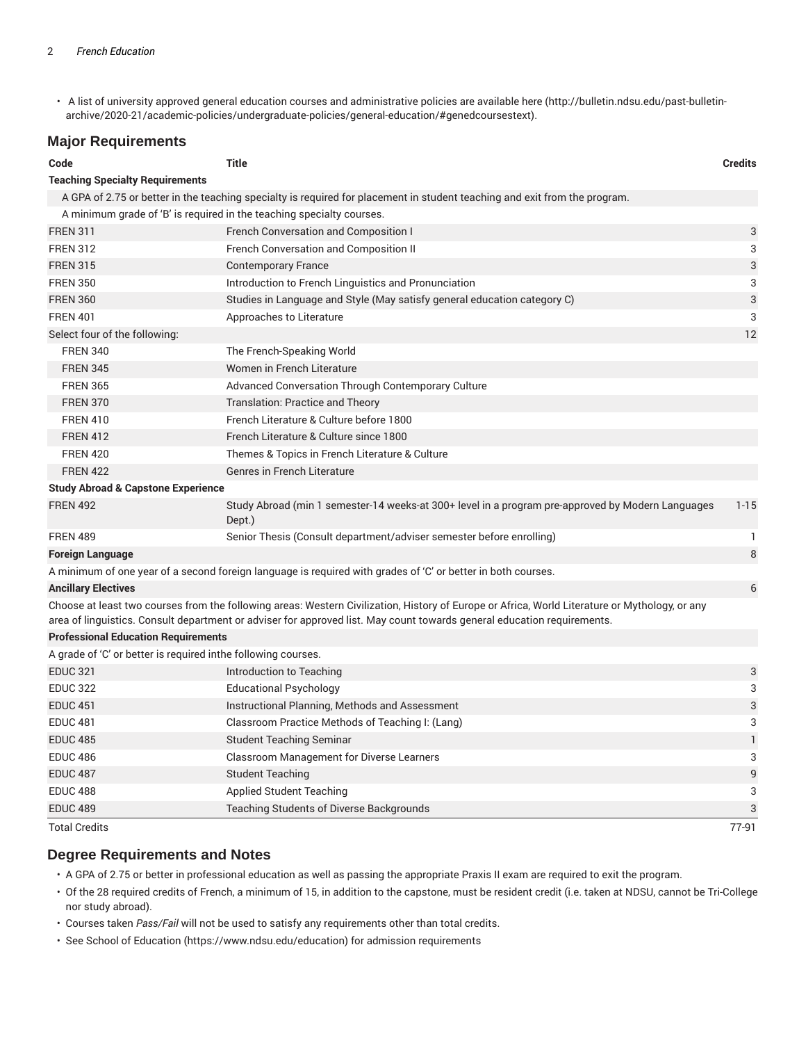- A list of university approved general education courses and administrative policies are available here (http://bulletin.ndsu.edu/past-bulletin-archive/2020-21/academic-policies/undergraduate-policies/general-education/#genedcoursestext).

## Major Requirements

| Code | Title | Credits |
|---|---|---|
| **Teaching Specialty Requirements** | | |
| A GPA of 2.75 or better in the teaching specialty is required for placement in student teaching and exit from the program. | | |
| A minimum grade of 'B' is required in the teaching specialty courses. | | |
| FREN 311 | French Conversation and Composition I | 3 |
| FREN 312 | French Conversation and Composition II | 3 |
| FREN 315 | Contemporary France | 3 |
| FREN 350 | Introduction to French Linguistics and Pronunciation | 3 |
| FREN 360 | Studies in Language and Style (May satisfy general education category C) | 3 |
| FREN 401 | Approaches to Literature | 3 |
| Select four of the following: | | 12 |
| FREN 340 | The French-Speaking World | |
| FREN 345 | Women in French Literature | |
| FREN 365 | Advanced Conversation Through Contemporary Culture | |
| FREN 370 | Translation: Practice and Theory | |
| FREN 410 | French Literature & Culture before 1800 | |
| FREN 412 | French Literature & Culture since 1800 | |
| FREN 420 | Themes & Topics in French Literature & Culture | |
| FREN 422 | Genres in French Literature | |
| **Study Abroad & Capstone Experience** | | |
| FREN 492 | Study Abroad (min 1 semester-14 weeks-at 300+ level in a program pre-approved by Modern Languages Dept.) | 1-15 |
| FREN 489 | Senior Thesis (Consult department/adviser semester before enrolling) | 1 |
| **Foreign Language** | | 8 |
| A minimum of one year of a second foreign language is required with grades of 'C' or better in both courses. | | |
| **Ancillary Electives** | | 6 |
| Choose at least two courses from the following areas: Western Civilization, History of Europe or Africa, World Literature or Mythology, or any area of linguistics. Consult department or adviser for approved list. May count towards general education requirements. | | |
| **Professional Education Requirements** | | |
| A grade of 'C' or better is required inthe following courses. | | |
| EDUC 321 | Introduction to Teaching | 3 |
| EDUC 322 | Educational Psychology | 3 |
| EDUC 451 | Instructional Planning, Methods and Assessment | 3 |
| EDUC 481 | Classroom Practice Methods of Teaching I: (Lang) | 3 |
| EDUC 485 | Student Teaching Seminar | 1 |
| EDUC 486 | Classroom Management for Diverse Learners | 3 |
| EDUC 487 | Student Teaching | 9 |
| EDUC 488 | Applied Student Teaching | 3 |
| EDUC 489 | Teaching Students of Diverse Backgrounds | 3 |
| Total Credits | | 77-91 |

## Degree Requirements and Notes

- A GPA of 2.75 or better in professional education as well as passing the appropriate Praxis II exam are required to exit the program.
- Of the 28 required credits of French, a minimum of 15, in addition to the capstone, must be resident credit (i.e. taken at NDSU, cannot be Tri-College nor study abroad).
- Courses taken *Pass/Fail* will not be used to satisfy any requirements other than total credits.
- See School of Education (https://www.ndsu.edu/education) for admission requirements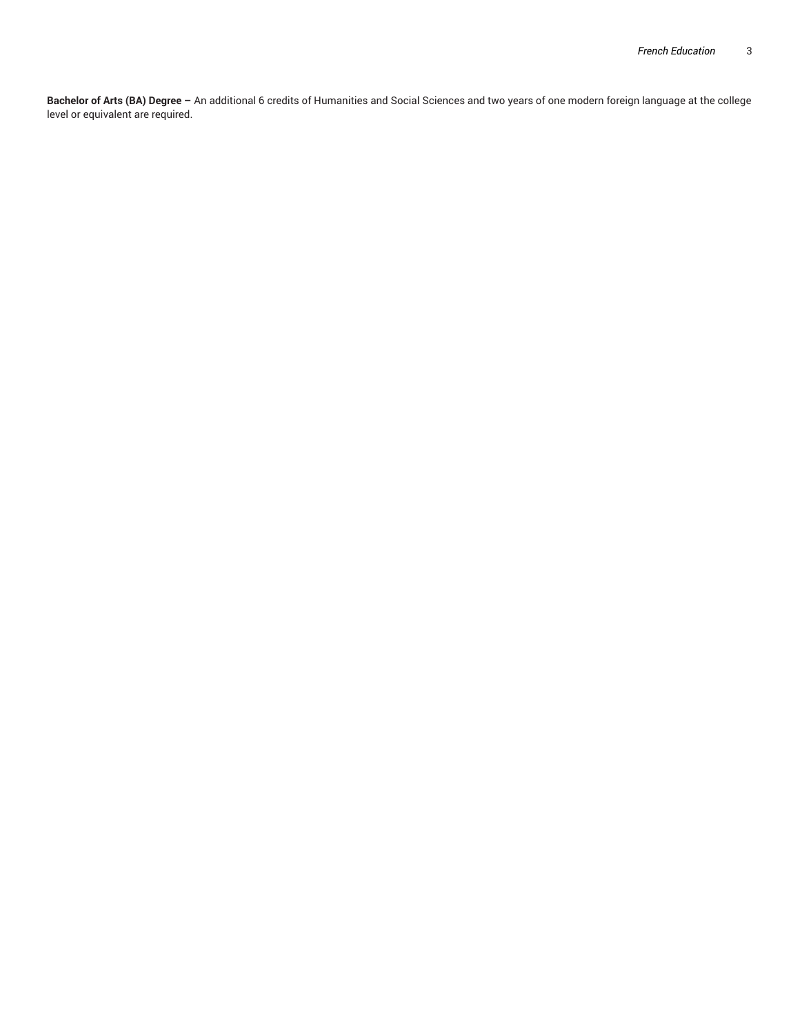**Bachelor of Arts (BA) Degree –** An additional 6 credits of Humanities and Social Sciences and two years of one modern foreign language at the college level or equivalent are required.